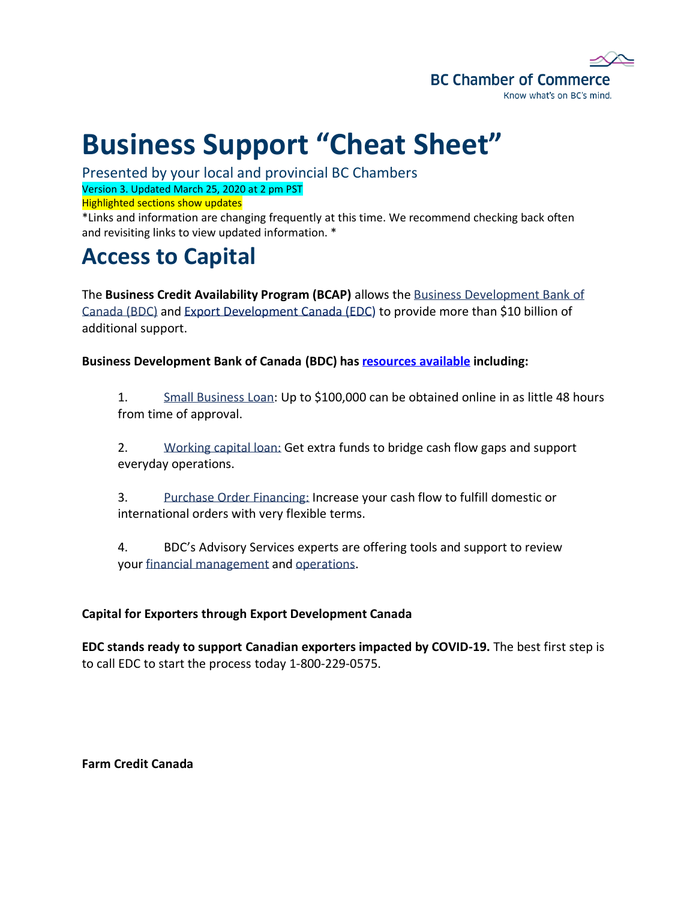BC Chamber of Commerce

Know what's on BC's mind.

# Business Support "Cheat Sheet"

Presented by your local and provincial BC Chambers

Version 3. Updated March 25, 2020 at 2 pm PST

Highlighted sections show updates

*Links and information are changing frequently at this time. We recommend checking back often and revisiting links to view updated information. *

# Access to Capital

The **Business Credit Availability Program (BCAP)** allows the Business Development Bank of Canada (BDC) and Export Development Canada (EDC) to provide more than $10 billion of additional support.

**Business Development Bank of Canada (BDC) has resources available including:**

1. Small Business Loan: Up to $100,000 can be obtained online in as little 48 hours from time of approval.

2. Working capital loan: Get extra funds to bridge cash flow gaps and support everyday operations.

3. Purchase Order Financing: Increase your cash flow to fulfill domestic or international orders with very flexible terms.

4. BDC's Advisory Services experts are offering tools and support to review your financial management and operations.

**Capital for Exporters through Export Development Canada**

**EDC stands ready to support Canadian exporters impacted by COVID-19.** The best first step is to call EDC to start the process today 1-800-229-0575.

**Farm Credit Canada**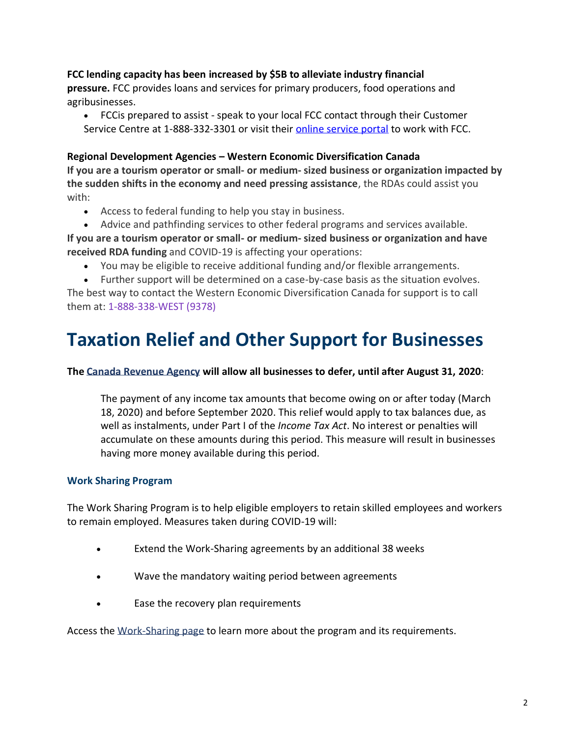**FCC lending capacity has been increased by $5B to alleviate industry financial pressure.** FCC provides loans and services for primary producers, food operations and agribusinesses.

- FCCis prepared to assist - speak to your local FCC contact through their Customer Service Centre at 1-888-332-3301 or visit their online service portal to work with FCC.

**Regional Development Agencies – Western Economic Diversification Canada**

**If you are a tourism operator or small- or medium- sized business or organization impacted by the sudden shifts in the economy and need pressing assistance**, the RDAs could assist you with:

- Access to federal funding to help you stay in business.
- Advice and pathfinding services to other federal programs and services available.

**If you are a tourism operator or small- or medium- sized business or organization and have received RDA funding** and COVID-19 is affecting your operations:

- You may be eligible to receive additional funding and/or flexible arrangements.
- Further support will be determined on a case-by-case basis as the situation evolves.

The best way to contact the Western Economic Diversification Canada for support is to call them at: 1-888-338-WEST (9378)

# Taxation Relief and Other Support for Businesses

**The Canada Revenue Agency will allow all businesses to defer, until after August 31, 2020**:

> The payment of any income tax amounts that become owing on or after today (March 18, 2020) and before September 2020. This relief would apply to tax balances due, as well as instalments, under Part I of the *Income Tax Act*. No interest or penalties will accumulate on these amounts during this period. This measure will result in businesses having more money available during this period.

### Work Sharing Program

The Work Sharing Program is to help eligible employers to retain skilled employees and workers to remain employed. Measures taken during COVID-19 will:

- Extend the Work-Sharing agreements by an additional 38 weeks
- Wave the mandatory waiting period between agreements
- Ease the recovery plan requirements

Access the Work-Sharing page to learn more about the program and its requirements.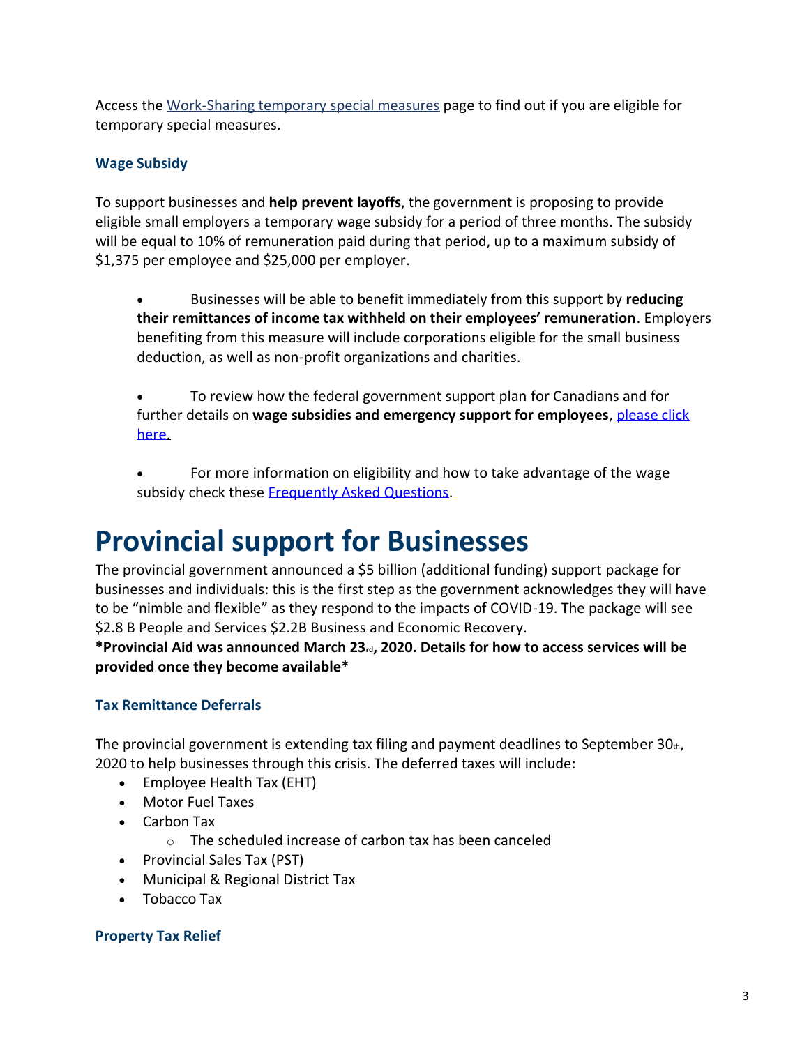Access the Work-Sharing temporary special measures page to find out if you are eligible for temporary special measures.

### Wage Subsidy

To support businesses and **help prevent layoffs**, the government is proposing to provide eligible small employers a temporary wage subsidy for a period of three months. The subsidy will be equal to 10% of remuneration paid during that period, up to a maximum subsidy of $1,375 per employee and $25,000 per employer.

- Businesses will be able to benefit immediately from this support by **reducing their remittances of income tax withheld on their employees' remuneration**. Employers benefiting from this measure will include corporations eligible for the small business deduction, as well as non-profit organizations and charities.

- To review how the federal government support plan for Canadians and for further details on **wage subsidies and emergency support for employees**, please click here.

- For more information on eligibility and how to take advantage of the wage subsidy check these Frequently Asked Questions.

# Provincial support for Businesses

The provincial government announced a $5 billion (additional funding) support package for businesses and individuals: this is the first step as the government acknowledges they will have to be "nimble and flexible" as they respond to the impacts of COVID-19. The package will see $2.8 B People and Services $2.2B Business and Economic Recovery.

**\*Provincial Aid was announced March 23rd, 2020. Details for how to access services will be provided once they become available\***

### Tax Remittance Deferrals

The provincial government is extending tax filing and payment deadlines to September 30th, 2020 to help businesses through this crisis. The deferred taxes will include:

- Employee Health Tax (EHT)
- Motor Fuel Taxes
- Carbon Tax
  - The scheduled increase of carbon tax has been canceled
- Provincial Sales Tax (PST)
- Municipal & Regional District Tax
- Tobacco Tax

### Property Tax Relief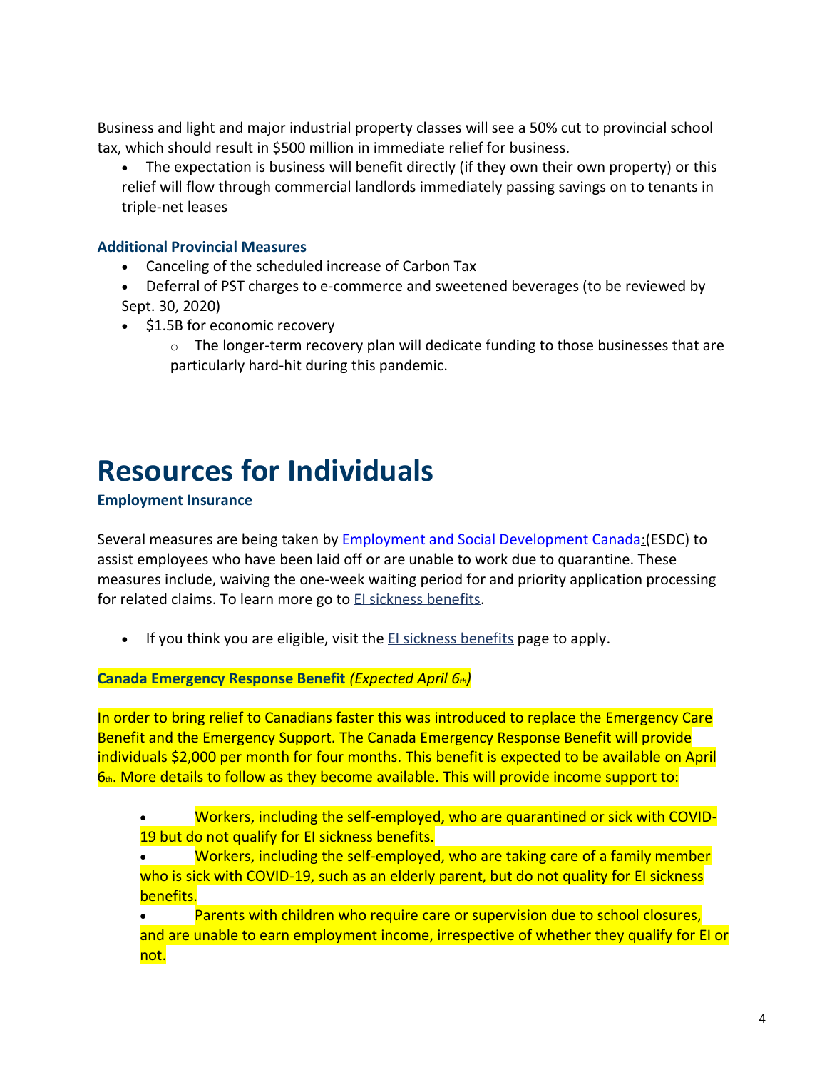Business and light and major industrial property classes will see a 50% cut to provincial school tax, which should result in $500 million in immediate relief for business.

- The expectation is business will benefit directly (if they own their own property) or this relief will flow through commercial landlords immediately passing savings on to tenants in triple-net leases

### Additional Provincial Measures

- Canceling of the scheduled increase of Carbon Tax
- Deferral of PST charges to e-commerce and sweetened beverages (to be reviewed by Sept. 30, 2020)
- $1.5B for economic recovery
  - The longer-term recovery plan will dedicate funding to those businesses that are particularly hard-hit during this pandemic.

# Resources for Individuals

### Employment Insurance

Several measures are being taken by Employment and Social Development Canada:(ESDC) to assist employees who have been laid off or are unable to work due to quarantine. These measures include, waiving the one-week waiting period for and priority application processing for related claims. To learn more go to EI sickness benefits.

- If you think you are eligible, visit the EI sickness benefits page to apply.

**Canada Emergency Response Benefit** *(Expected April 6th)*

In order to bring relief to Canadians faster this was introduced to replace the Emergency Care Benefit and the Emergency Support. The Canada Emergency Response Benefit will provide individuals $2,000 per month for four months. This benefit is expected to be available on April 6th. More details to follow as they become available. This will provide income support to:

- Workers, including the self-employed, who are quarantined or sick with COVID-19 but do not qualify for EI sickness benefits.
- Workers, including the self-employed, who are taking care of a family member who is sick with COVID-19, such as an elderly parent, but do not quality for EI sickness benefits.
- Parents with children who require care or supervision due to school closures, and are unable to earn employment income, irrespective of whether they qualify for EI or not.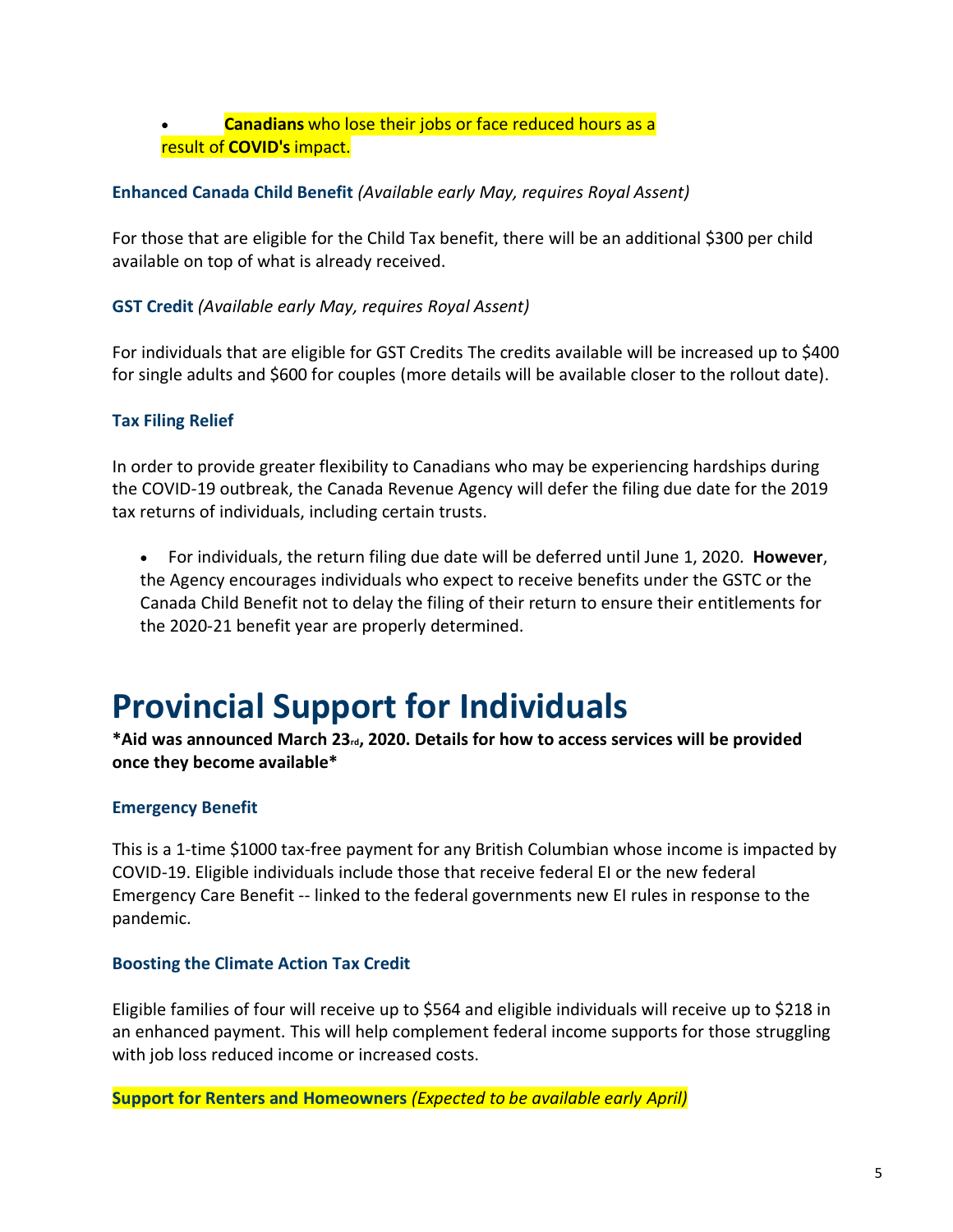- **Canadians** who lose their jobs or face reduced hours as a result of **COVID's** impact.

### Enhanced Canada Child Benefit *(Available early May, requires Royal Assent)*

For those that are eligible for the Child Tax benefit, there will be an additional $300 per child available on top of what is already received.

### GST Credit *(Available early May, requires Royal Assent)*

For individuals that are eligible for GST Credits The credits available will be increased up to $400 for single adults and $600 for couples (more details will be available closer to the rollout date).

### Tax Filing Relief

In order to provide greater flexibility to Canadians who may be experiencing hardships during the COVID-19 outbreak, the Canada Revenue Agency will defer the filing due date for the 2019 tax returns of individuals, including certain trusts.

- For individuals, the return filing due date will be deferred until June 1, 2020. **However**, the Agency encourages individuals who expect to receive benefits under the GSTC or the Canada Child Benefit not to delay the filing of their return to ensure their entitlements for the 2020-21 benefit year are properly determined.

# Provincial Support for Individuals

**\*Aid was announced March 23rd, 2020. Details for how to access services will be provided once they become available\***

### Emergency Benefit

This is a 1-time $1000 tax-free payment for any British Columbian whose income is impacted by COVID-19. Eligible individuals include those that receive federal EI or the new federal Emergency Care Benefit -- linked to the federal governments new EI rules in response to the pandemic.

### Boosting the Climate Action Tax Credit

Eligible families of four will receive up to $564 and eligible individuals will receive up to $218 in an enhanced payment. This will help complement federal income supports for those struggling with job loss reduced income or increased costs.

### Support for Renters and Homeowners *(Expected to be available early April)*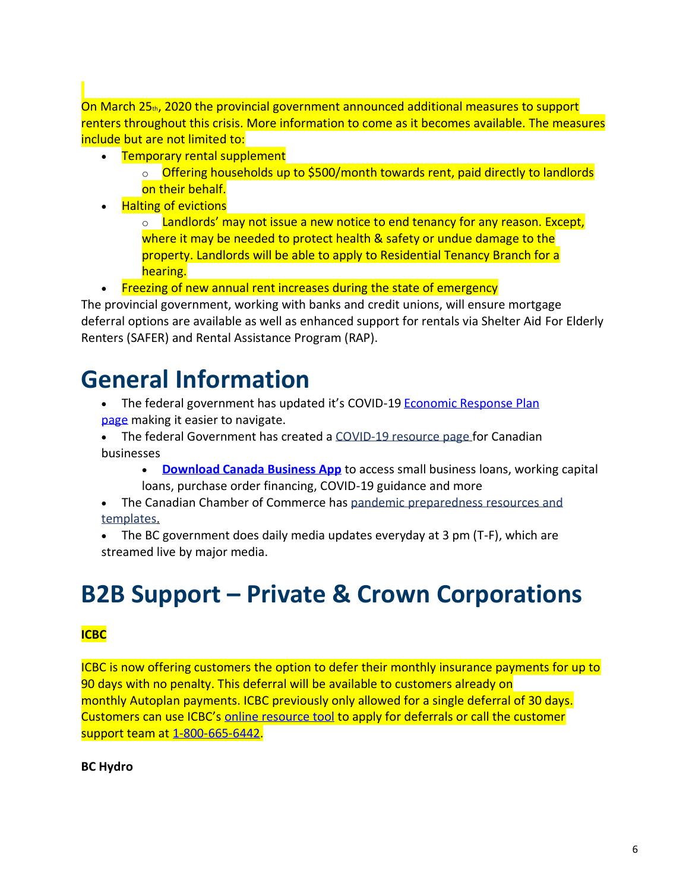On March 25th, 2020 the provincial government announced additional measures to support renters throughout this crisis. More information to come as it becomes available. The measures include but are not limited to:

- Temporary rental supplement
  - Offering households up to $500/month towards rent, paid directly to landlords on their behalf.
- Halting of evictions
  - Landlords' may not issue a new notice to end tenancy for any reason. Except, where it may be needed to protect health & safety or undue damage to the property. Landlords will be able to apply to Residential Tenancy Branch for a hearing.
- Freezing of new annual rent increases during the state of emergency

The provincial government, working with banks and credit unions, will ensure mortgage deferral options are available as well as enhanced support for rentals via Shelter Aid For Elderly Renters (SAFER) and Rental Assistance Program (RAP).

# General Information

- The federal government has updated it's COVID-19 Economic Response Plan page making it easier to navigate.
- The federal Government has created a COVID-19 resource page for Canadian businesses
  - **Download Canada Business App** to access small business loans, working capital loans, purchase order financing, COVID-19 guidance and more
- The Canadian Chamber of Commerce has pandemic preparedness resources and templates.
- The BC government does daily media updates everyday at 3 pm (T-F), which are streamed live by major media.

# B2B Support – Private & Crown Corporations

**ICBC**

ICBC is now offering customers the option to defer their monthly insurance payments for up to 90 days with no penalty. This deferral will be available to customers already on monthly Autoplan payments. ICBC previously only allowed for a single deferral of 30 days. Customers can use ICBC's online resource tool to apply for deferrals or call the customer support team at 1-800-665-6442.

**BC Hydro**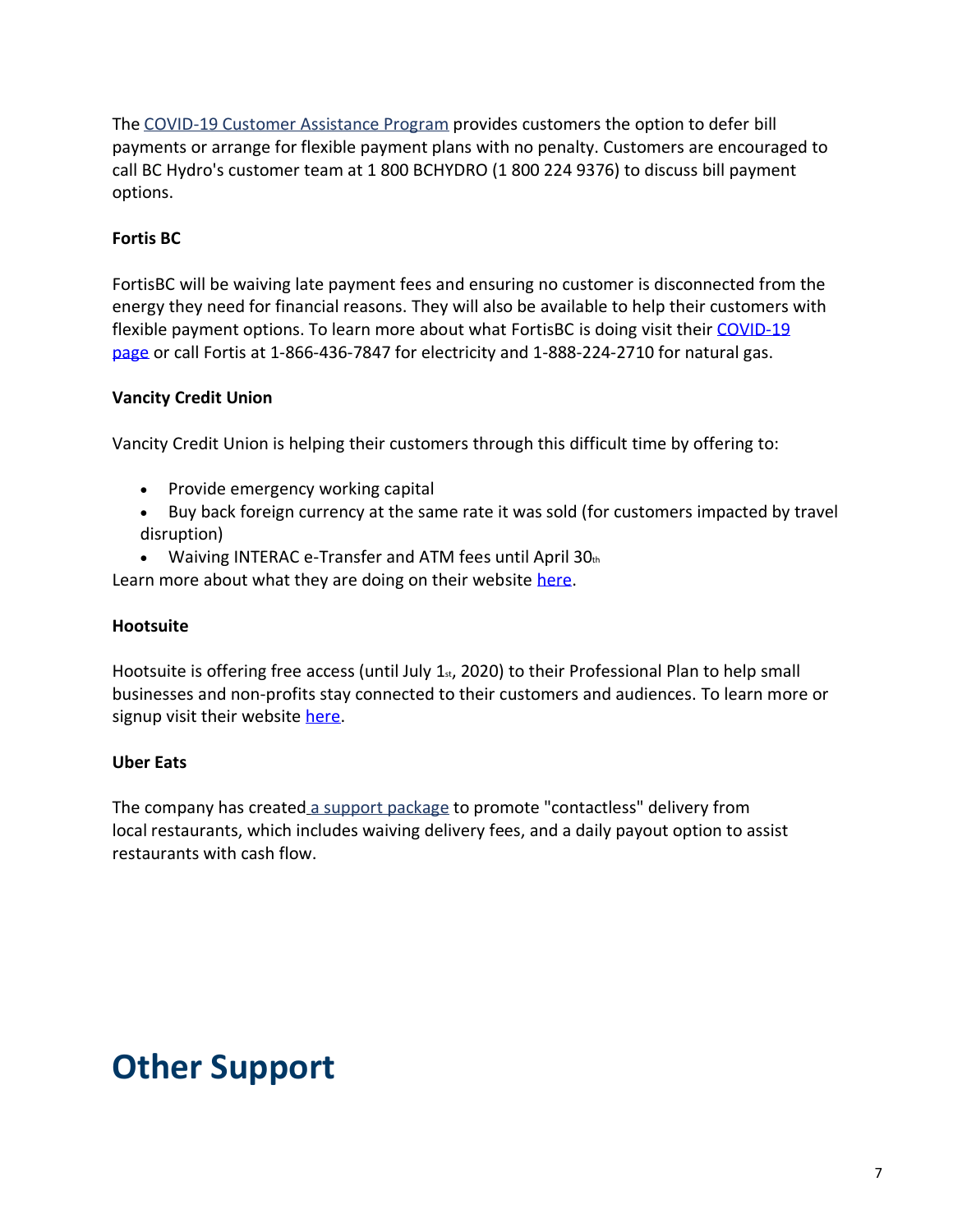The COVID-19 Customer Assistance Program provides customers the option to defer bill payments or arrange for flexible payment plans with no penalty. Customers are encouraged to call BC Hydro's customer team at 1 800 BCHYDRO (1 800 224 9376) to discuss bill payment options.

**Fortis BC**

FortisBC will be waiving late payment fees and ensuring no customer is disconnected from the energy they need for financial reasons. They will also be available to help their customers with flexible payment options. To learn more about what FortisBC is doing visit their COVID-19 page or call Fortis at 1-866-436-7847 for electricity and 1-888-224-2710 for natural gas.

**Vancity Credit Union**

Vancity Credit Union is helping their customers through this difficult time by offering to:

- Provide emergency working capital
- Buy back foreign currency at the same rate it was sold (for customers impacted by travel disruption)
- Waiving INTERAC e-Transfer and ATM fees until April 30th

Learn more about what they are doing on their website here.

**Hootsuite**

Hootsuite is offering free access (until July 1st, 2020) to their Professional Plan to help small businesses and non-profits stay connected to their customers and audiences. To learn more or signup visit their website here.

**Uber Eats**

The company has created a support package to promote "contactless" delivery from local restaurants, which includes waiving delivery fees, and a daily payout option to assist restaurants with cash flow.

# Other Support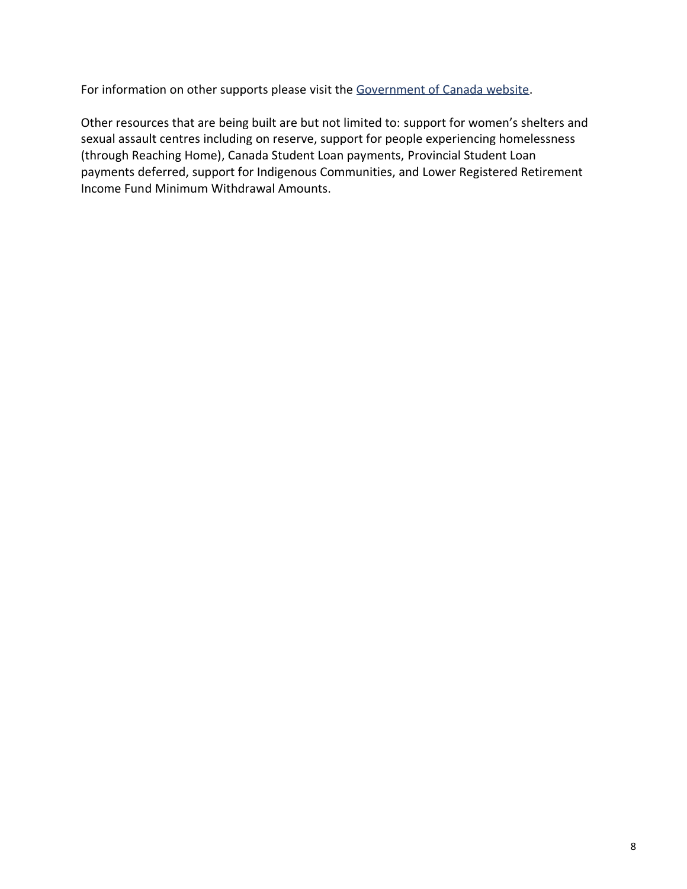For information on other supports please visit the Government of Canada website.

Other resources that are being built are but not limited to: support for women's shelters and sexual assault centres including on reserve, support for people experiencing homelessness (through Reaching Home), Canada Student Loan payments, Provincial Student Loan payments deferred, support for Indigenous Communities, and Lower Registered Retirement Income Fund Minimum Withdrawal Amounts.